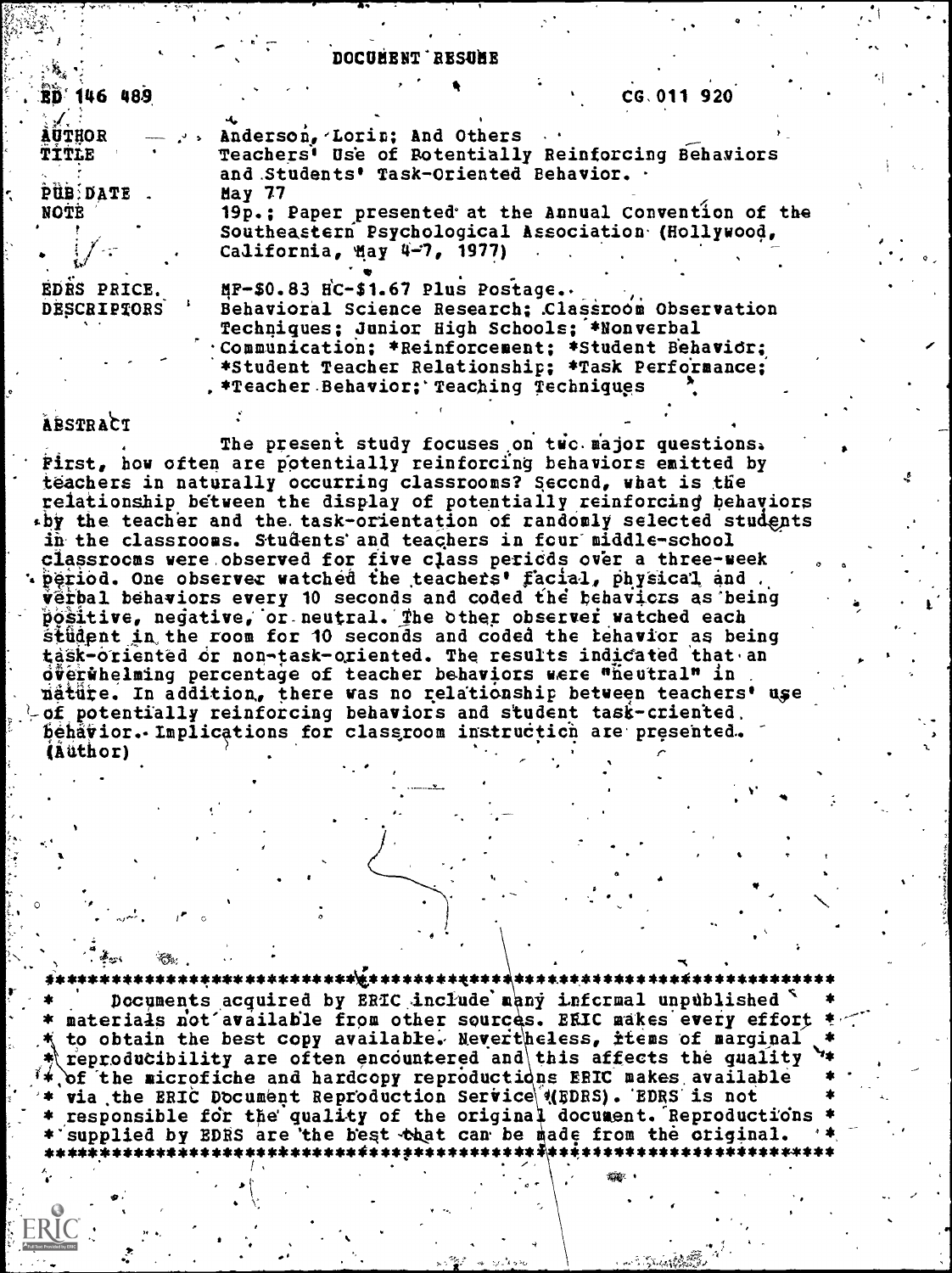DOCUMENT RESUME

| | |
|---|---|
| ED 146 489 | CG 011 920 |
| AUTHOR | Anderson, Lorin; And Others |
| TITLE | Teachers' Use of Potentially Reinforcing Behaviors and Students' Task-Oriented Behavior. |
| PUB DATE | May 77 |
| NOTE | 19p.; Paper presented at the Annual Convention of the Southeastern Psychological Association (Hollywood, California, May 4-7, 1977) |
| EDRS PRICE | MF-$0.83 HC-$1.67 Plus Postage. |
| DESCRIPTORS | Behavioral Science Research; Classroom Observation Techniques; Junior High Schools; *Nonverbal Communication; *Reinforcement; *Student Behavior; *Student Teacher Relationship; *Task Performance; *Teacher Behavior; Teaching Techniques |

ABSTRACT

The present study focuses on two major questions. First, how often are potentially reinforcing behaviors emitted by teachers in naturally occurring classrooms? Second, what is the relationship between the display of potentially reinforcing behaviors by the teacher and the task-orientation of randomly selected students in the classrooms. Students and teachers in four middle-school classrooms were observed for five class periods over a three-week period. One observer watched the teachers' facial, physical and verbal behaviors every 10 seconds and coded the behaviors as being positive, negative, or neutral. The other observer watched each student in the room for 10 seconds and coded the behavior as being task-oriented or non-task-oriented. The results indicated that an overwhelming percentage of teacher behaviors were "neutral" in nature. In addition, there was no relationship between teachers' use of potentially reinforcing behaviors and student task-oriented behavior. Implications for classroom instruction are presented. (Author)

***********************************************************************
* Documents acquired by ERIC include many informal unpublished *
* materials not available from other sources. ERIC makes every effort *
* to obtain the best copy available. Nevertheless, items of marginal *
* reproducibility are often encountered and this affects the quality *
* of the microfiche and hardcopy reproductions ERIC makes available *
* via the ERIC Document Reproduction Service (EDRS). EDRS is not *
* responsible for the quality of the original document. Reproductions *
* supplied by EDRS are the best that can be made from the original. *
***********************************************************************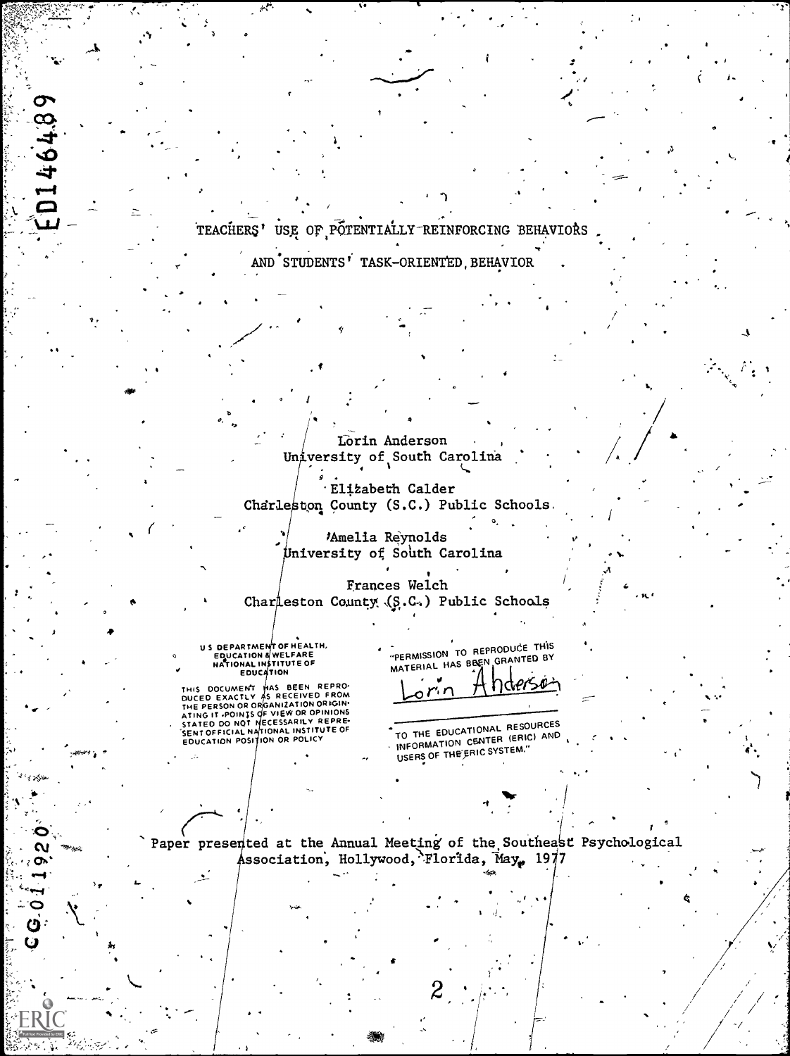ED146489

# TEACHERS' USE OF POTENTIALLY REINFORCING BEHAVIORS AND STUDENTS' TASK-ORIENTED BEHAVIOR

Lorin Anderson
University of South Carolina

Elizabeth Calder
Charleston County (S.C.) Public Schools

Amelia Reynolds
University of South Carolina

Frances Welch
Charleston County (S.C.) Public Schools

U S DEPARTMENT OF HEALTH, EDUCATION & WELFARE
NATIONAL INSTITUTE OF EDUCATION

THIS DOCUMENT HAS BEEN REPRODUCED EXACTLY AS RECEIVED FROM THE PERSON OR ORGANIZATION ORIGINATING IT. POINTS OF VIEW OR OPINIONS STATED DO NOT NECESSARILY REPRESENT OFFICIAL NATIONAL INSTITUTE OF EDUCATION POSITION OR POLICY

"PERMISSION TO REPRODUCE THIS MATERIAL HAS BEEN GRANTED BY

Lorin Anderson

TO THE EDUCATIONAL RESOURCES INFORMATION CENTER (ERIC) AND USERS OF THE ERIC SYSTEM."

Paper presented at the Annual Meeting of the Southeast Psychological Association, Hollywood, Florida, May, 1977

CG011920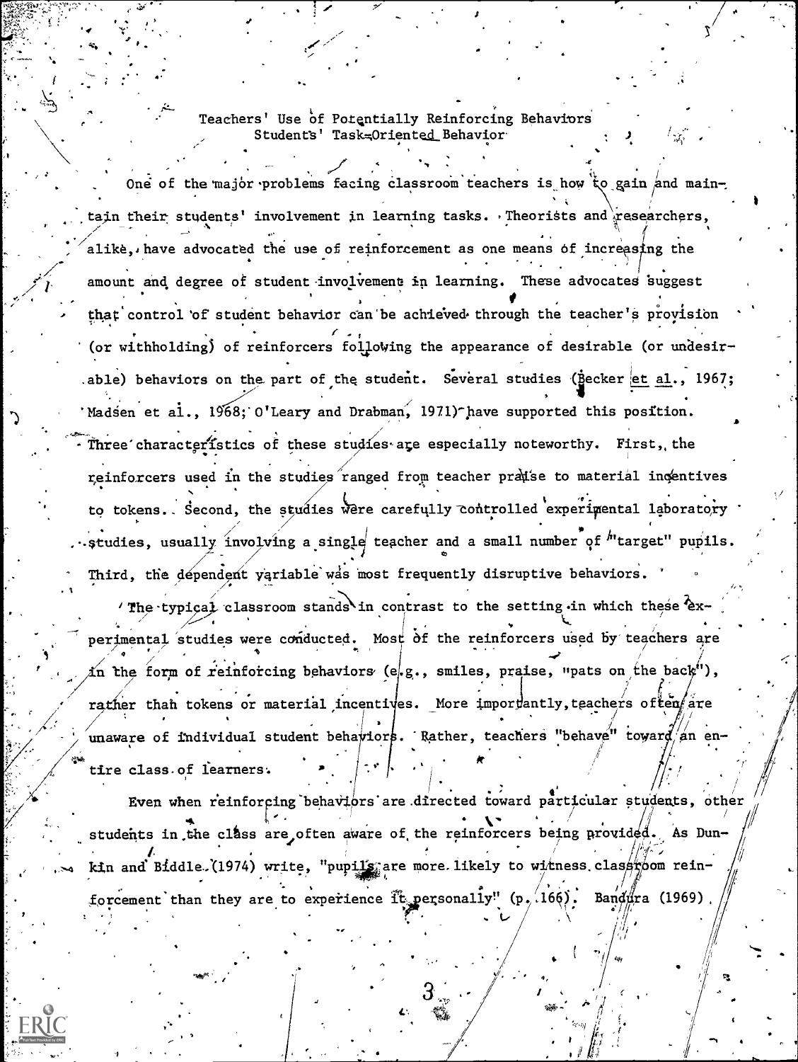## Teachers' Use of Potentially Reinforcing Behaviors Students' Task-Oriented Behavior

One of the major problems facing classroom teachers is how to gain and maintain their students' involvement in learning tasks. Theorists and researchers, alike, have advocated the use of reinforcement as one means of increasing the amount and degree of student involvement in learning. These advocates suggest that control of student behavior can be achieved through the teacher's provision (or withholding) of reinforcers following the appearance of desirable (or undesirable) behaviors on the part of the student. Several studies (Becker et al., 1967; Madsen et al., 1968; O'Leary and Drabman, 1971) have supported this position. Three characteristics of these studies are especially noteworthy. First, the reinforcers used in the studies ranged from teacher praise to material incentives to tokens. Second, the studies were carefully controlled experimental laboratory studies, usually involving a single teacher and a small number of "target" pupils. Third, the dependent variable was most frequently disruptive behaviors.

The typical classroom stands in contrast to the setting in which these experimental studies were conducted. Most of the reinforcers used by teachers are in the form of reinforcing behaviors (e.g., smiles, praise, "pats on the back"), rather than tokens or material incentives. More importantly, teachers often are unaware of individual student behaviors. Rather, teachers "behave" toward an entire class of learners.

Even when reinforcing behaviors are directed toward particular students, other students in the class are often aware of the reinforcers being provided. As Dunkin and Biddle (1974) write, "pupils are more likely to witness classroom reinforcement than they are to experience it personally" (p. 166). Bandura (1969)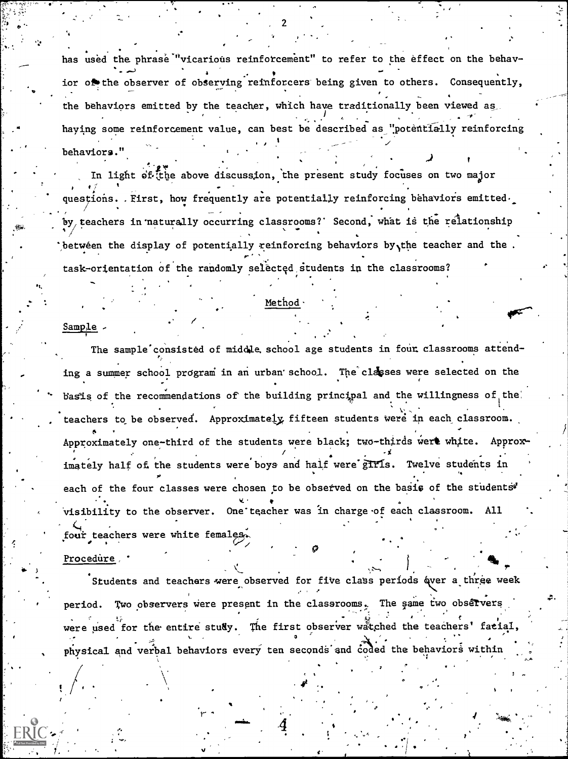has used the phrase "vicarious reinforcement" to refer to the effect on the behavior of the observer of observing reinforcers being given to others. Consequently, the behaviors emitted by the teacher, which have traditionally been viewed as having some reinforcement value, can best be described as "potentially reinforcing behaviors."

In light of the above discussion, the present study focuses on two major questions. First, how frequently are potentially reinforcing behaviors emitted by teachers in naturally occurring classrooms? Second, what is the relationship between the display of potentially reinforcing behaviors by the teacher and the task-orientation of the randomly selected students in the classrooms?

## Method

### Sample

The sample consisted of middle school age students in four classrooms attending a summer school program in an urban school. The classes were selected on the basis of the recommendations of the building principal and the willingness of the teachers to be observed. Approximately fifteen students were in each classroom. Approximately one-third of the students were black; two-thirds were white. Approximately half of the students were boys and half were girls. Twelve students in each of the four classes were chosen to be observed on the basis of the students' visibility to the observer. One teacher was in charge of each classroom. All four teachers were white females.

### Procedure

Students and teachers were observed for five class periods over a three week period. Two observers were present in the classrooms. The same two observers were used for the entire study. The first observer watched the teachers' facial, physical and verbal behaviors every ten seconds and coded the behaviors within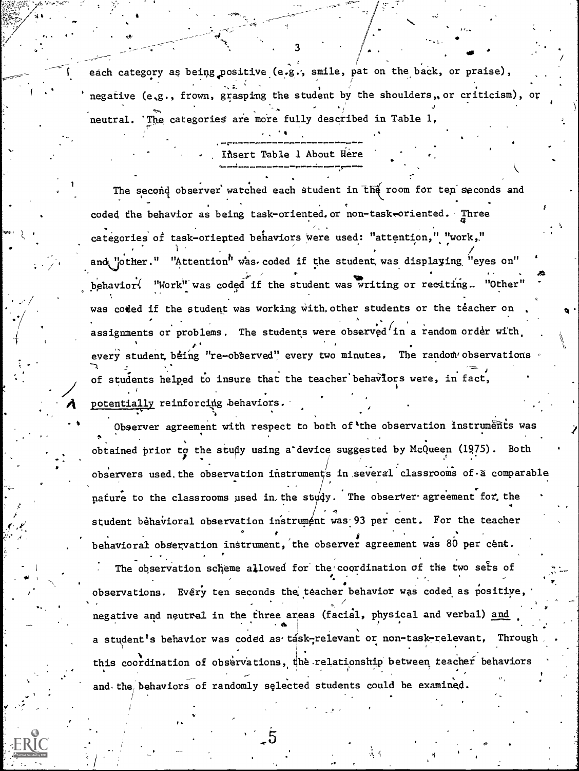each category as being positive (e.g., smile, pat on the back, or praise), negative (e.g., frown, grasping the student by the shoulders, or criticism), or neutral. The categories are more fully described in Table 1.

---
Insert Table 1 About Here
---

The second observer watched each student in the room for ten seconds and coded the behavior as being task-oriented or non-task-oriented. Three categories of task-oriented behaviors were used: "attention," "work," and "other." "Attention" was coded if the student was displaying "eyes on" behavior. "Work" was coded if the student was writing or reciting. "Other" was coded if the student was working with other students or the teacher on assignments or problems. The students were observed in a random order with every student being "re-observed" every two minutes. The random observations of students helped to insure that the teacher behaviors were, in fact, potentially reinforcing behaviors.

Observer agreement with respect to both of the observation instruments was obtained prior to the study using a device suggested by McQueen (1975). Both observers used the observation instruments in several classrooms of a comparable nature to the classrooms used in the study. The observer agreement for the student behavioral observation instrument was 93 per cent. For the teacher behavioral observation instrument, the observer agreement was 80 per cent.

The observation scheme allowed for the coordination of the two sets of observations. Every ten seconds the teacher behavior was coded as positive, negative and neutral in the three areas (facial, physical and verbal) and a student's behavior was coded as task-relevant or non-task-relevant. Through this coordination of observations, the relationship between teacher behaviors and the behaviors of randomly selected students could be examined.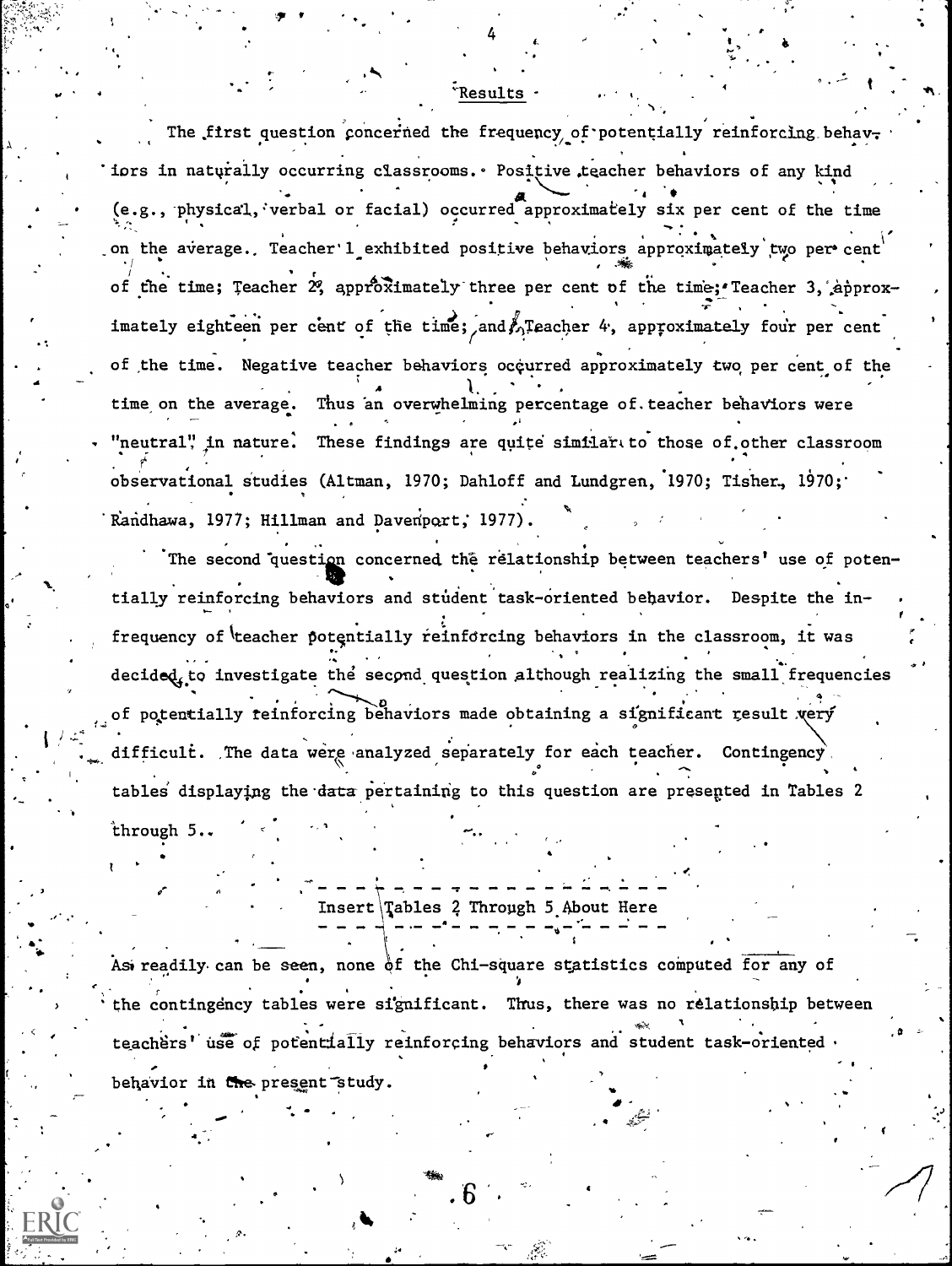## Results

The first question concerned the frequency of potentially reinforcing behaviors in naturally occurring classrooms. Positive teacher behaviors of any kind (e.g., physical, verbal or facial) occurred approximately six per cent of the time on the average. Teacher 1 exhibited positive behaviors approximately two per cent of the time; Teacher 2, approximately three per cent of the time; Teacher 3, approximately eighteen per cent of the time; and Teacher 4, approximately four per cent of the time. Negative teacher behaviors occurred approximately two per cent of the time on the average. Thus an overwhelming percentage of teacher behaviors were "neutral" in nature. These findings are quite similar to those of other classroom observational studies (Altman, 1970; Dahloff and Lundgren, 1970; Tisher, 1970; Randhawa, 1977; Hillman and Davenport, 1977).

The second question concerned the relationship between teachers' use of potentially reinforcing behaviors and student task-oriented behavior. Despite the infrequency of teacher potentially reinforcing behaviors in the classroom, it was decided to investigate the second question although realizing the small frequencies of potentially reinforcing behaviors made obtaining a significant result very difficult. The data were analyzed separately for each teacher. Contingency tables displaying the data pertaining to this question are presented in Tables 2 through 5.

Insert Tables 2 Through 5 About Here

As readily can be seen, none of the Chi-square statistics computed for any of the contingency tables were significant. Thus, there was no relationship between teachers' use of potentially reinforcing behaviors and student task-oriented behavior in the present study.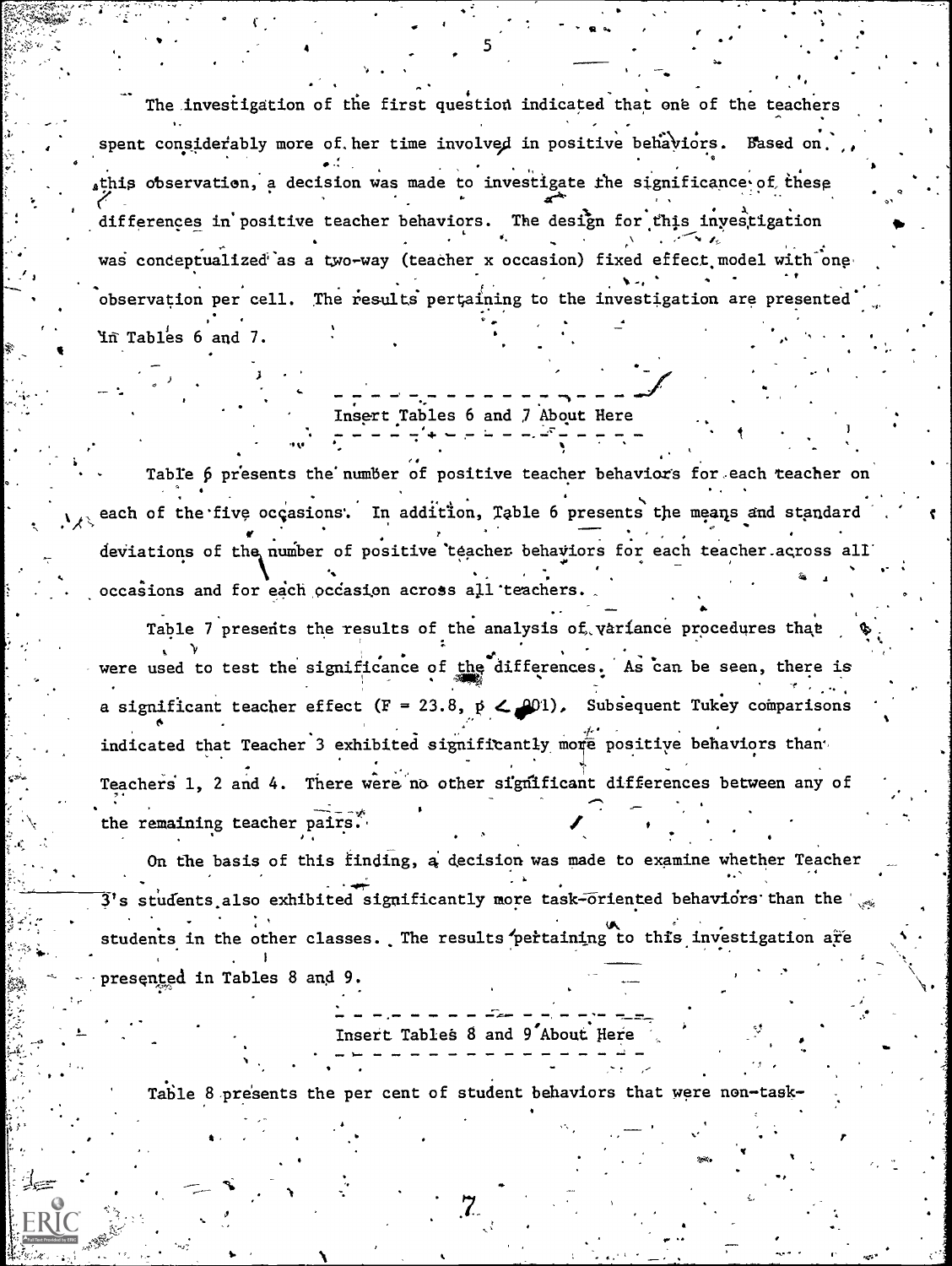The investigation of the first question indicated that one of the teachers spent considerably more of her time involved in positive behaviors. Based on this observation, a decision was made to investigate the significance of these differences in positive teacher behaviors. The design for this investigation was conceptualized as a two-way (teacher x occasion) fixed effect model with one observation per cell. The results pertaining to the investigation are presented in Tables 6 and 7.

---

Insert Tables 6 and 7 About Here

---

Table 6 presents the number of positive teacher behaviors for each teacher on each of the five occasions. In addition, Table 6 presents the means and standard deviations of the number of positive teacher behaviors for each teacher across all occasions and for each occasion across all teachers.

Table 7 presents the results of the analysis of variance procedures that were used to test the significance of the differences. As can be seen, there is a significant teacher effect ($F = 23.8$, $p < .001$). Subsequent Tukey comparisons indicated that Teacher 3 exhibited significantly more positive behaviors than Teachers 1, 2 and 4. There were no other significant differences between any of the remaining teacher pairs.

On the basis of this finding, a decision was made to examine whether Teacher 3's students also exhibited significantly more task-oriented behaviors than the students in the other classes. The results pertaining to this investigation are presented in Tables 8 and 9.

---

Insert Tables 8 and 9 About Here

---

Table 8 presents the per cent of student behaviors that were non-task-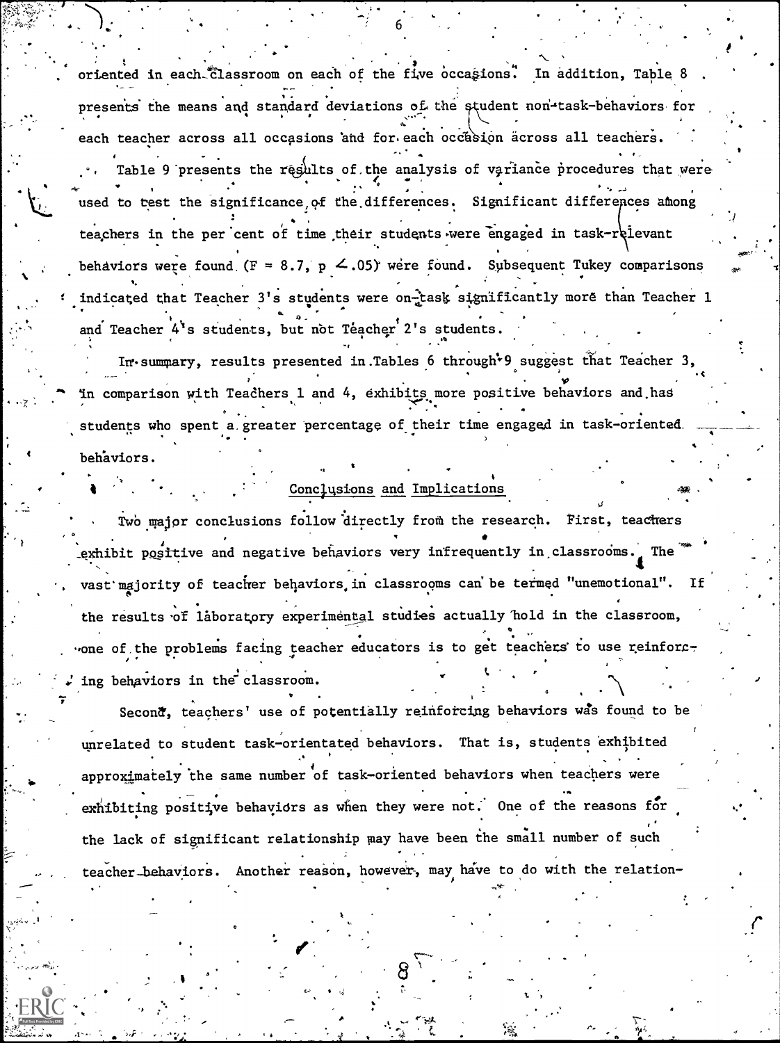oriented in each classroom on each of the five occasions. In addition, Table 8 presents the means and standard deviations of the student non-task-behaviors for each teacher across all occasions and for each occasion across all teachers.

Table 9 presents the results of the analysis of variance procedures that were used to test the significance of the differences. Significant differences among teachers in the per cent of time their students were engaged in task-relevant behaviors were found ($F = 8.7$, $p < .05$) were found. Subsequent Tukey comparisons indicated that Teacher 3's students were on-task significantly more than Teacher 1 and Teacher 4's students, but not Teacher 2's students.

In summary, results presented in Tables 6 through 9 suggest that Teacher 3, in comparison with Teachers 1 and 4, exhibits more positive behaviors and has students who spent a greater percentage of their time engaged in task-oriented behaviors.

## Conclusions and Implications

Two major conclusions follow directly from the research. First, teachers exhibit positive and negative behaviors very infrequently in classrooms. The vast majority of teacher behaviors in classrooms can be termed "unemotional". If the results of laboratory experimental studies actually hold in the classroom, one of the problems facing teacher educators is to get teachers to use reinforcing behaviors in the classroom.

Second, teachers' use of potentially reinforcing behaviors was found to be unrelated to student task-orientated behaviors. That is, students exhibited approximately the same number of task-oriented behaviors when teachers were exhibiting positive behaviors as when they were not. One of the reasons for the lack of significant relationship may have been the small number of such teacher behaviors. Another reason, however, may have to do with the relation-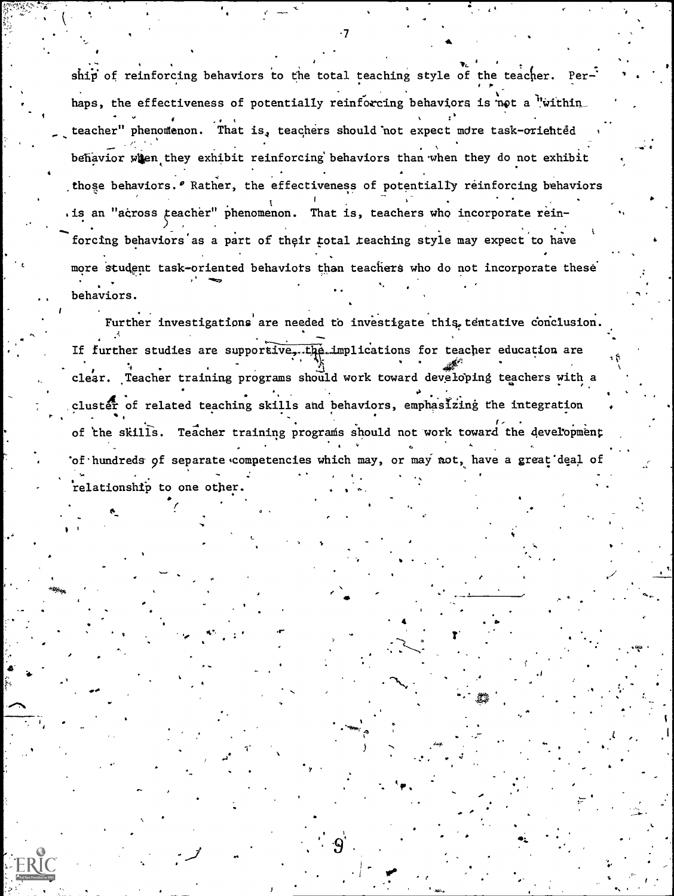ship of reinforcing behaviors to the total teaching style of the teacher. Perhaps, the effectiveness of potentially reinforcing behaviors is not a "within teacher" phenomenon. That is, teachers should not expect more task-oriented behavior when they exhibit reinforcing behaviors than when they do not exhibit those behaviors. Rather, the effectiveness of potentially reinforcing behaviors is an "across teacher" phenomenon. That is, teachers who incorporate reinforcing behaviors as a part of their total teaching style may expect to have more student task-oriented behaviors than teachers who do not incorporate these behaviors.

Further investigations are needed to investigate this tentative conclusion. If further studies are supportive, the implications for teacher education are clear. Teacher training programs should work toward developing teachers with a cluster of related teaching skills and behaviors, emphasizing the integration of the skills. Teacher training programs should not work toward the development of hundreds of separate competencies which may, or may not, have a great deal of relationship to one other.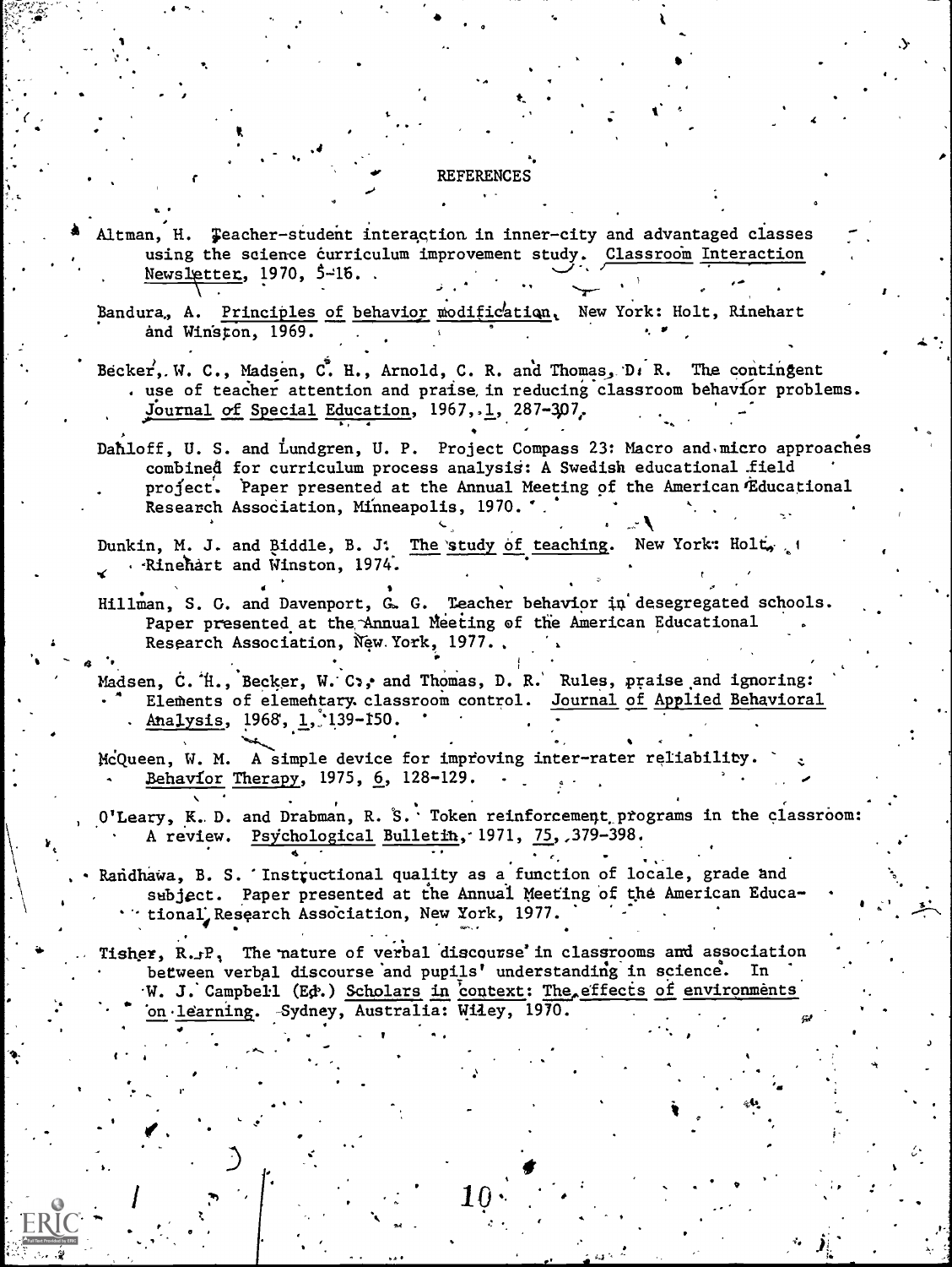# REFERENCES

Altman, H. Teacher-student interaction in inner-city and advantaged classes using the science curriculum improvement study. Classroom Interaction Newsletter, 1970, 5-16.

Bandura, A. Principles of behavior modification. New York: Holt, Rinehart and Winston, 1969.

Becker, W. C., Madsen, C. H., Arnold, C. R. and Thomas, D. R. The contingent use of teacher attention and praise in reducing classroom behavior problems. Journal of Special Education, 1967, 1, 287-307.

Dahloff, U. S. and Lundgren, U. P. Project Compass 23: Macro and micro approaches combined for curriculum process analysis: A Swedish educational field project. Paper presented at the Annual Meeting of the American Educational Research Association, Minneapolis, 1970.

Dunkin, M. J. and Biddle, B. J. The study of teaching. New York: Holt, Rinehart and Winston, 1974.

Hillman, S. G. and Davenport, G. G. Teacher behavior in desegregated schools. Paper presented at the Annual Meeting of the American Educational Research Association, New York, 1977.

Madsen, C. H., Becker, W. C., and Thomas, D. R. Rules, praise and ignoring: Elements of elementary classroom control. Journal of Applied Behavioral Analysis, 1968, 1, 139-150.

McQueen, W. M. A simple device for improving inter-rater reliability. Behavior Therapy, 1975, 6, 128-129.

O'Leary, K. D. and Drabman, R. S. Token reinforcement programs in the classroom: A review. Psychological Bulletin, 1971, 75, 379-398.

Randhawa, B. S. Instructional quality as a function of locale, grade and subject. Paper presented at the Annual Meeting of the American Educational Research Association, New York, 1977.

Tisher, R. P. The nature of verbal discourse in classrooms and association between verbal discourse and pupils' understanding in science. In W. J. Campbell (Ed.) Scholars in context: The effects of environments on learning. Sydney, Australia: Wiley, 1970.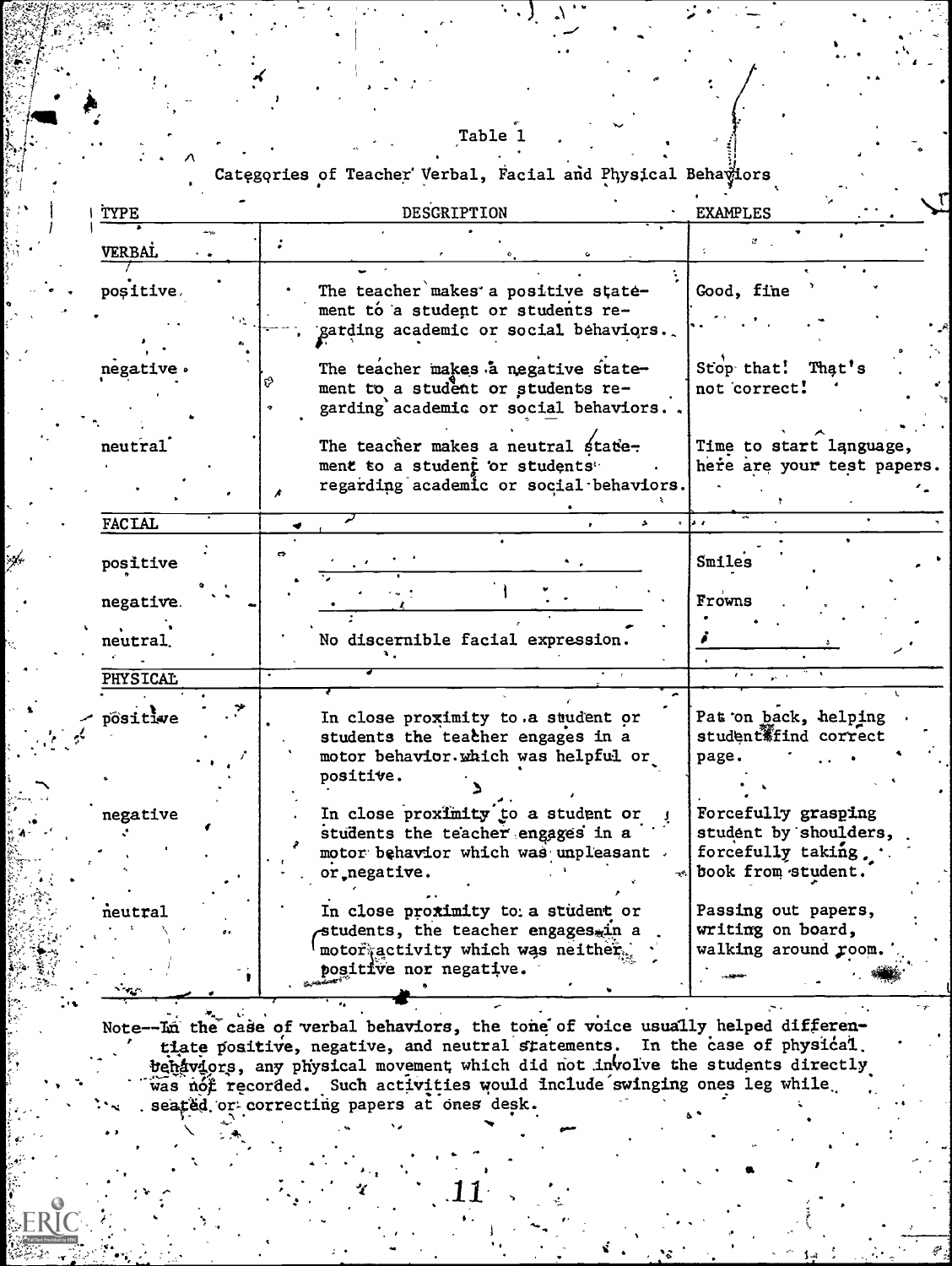Table 1

Categories of Teacher Verbal, Facial and Physical Behaviors

| TYPE | DESCRIPTION | EXAMPLES |
|---|---|---|
| **VERBAL** | | |
| positive | The teacher makes a positive statement to a student or students regarding academic or social behaviors. | Good, fine |
| negative | The teacher makes a negative statement to a student or students regarding academic or social behaviors. | Stop that! That's not correct! |
| neutral | The teacher makes a neutral statement to a student or students regarding academic or social behaviors. | Time to start language, here are your test papers. |
| **FACIAL** | | |
| positive | ________________ | Smiles |
| negative | ________________ | Frowns |
| neutral | No discernible facial expression. | |
| **PHYSICAL** | | |
| positive | In close proximity to a student or students the teacher engages in a motor behavior which was helpful or positive. | Pat on back, helping student find correct page. |
| negative | In close proximity to a student or students the teacher engages in a motor behavior which was unpleasant or negative. | Forcefully grasping student by shoulders, forcefully taking book from student. |
| neutral | In close proximity to a student or students, the teacher engages in a motor activity which was neither positive nor negative. | Passing out papers, writing on board, walking around room. |

Note--In the case of verbal behaviors, the tone of voice usually helped differentiate positive, negative, and neutral statements. In the case of physical behaviors, any physical movement which did not involve the students directly was not recorded. Such activities would include swinging ones leg while seated or correcting papers at ones desk.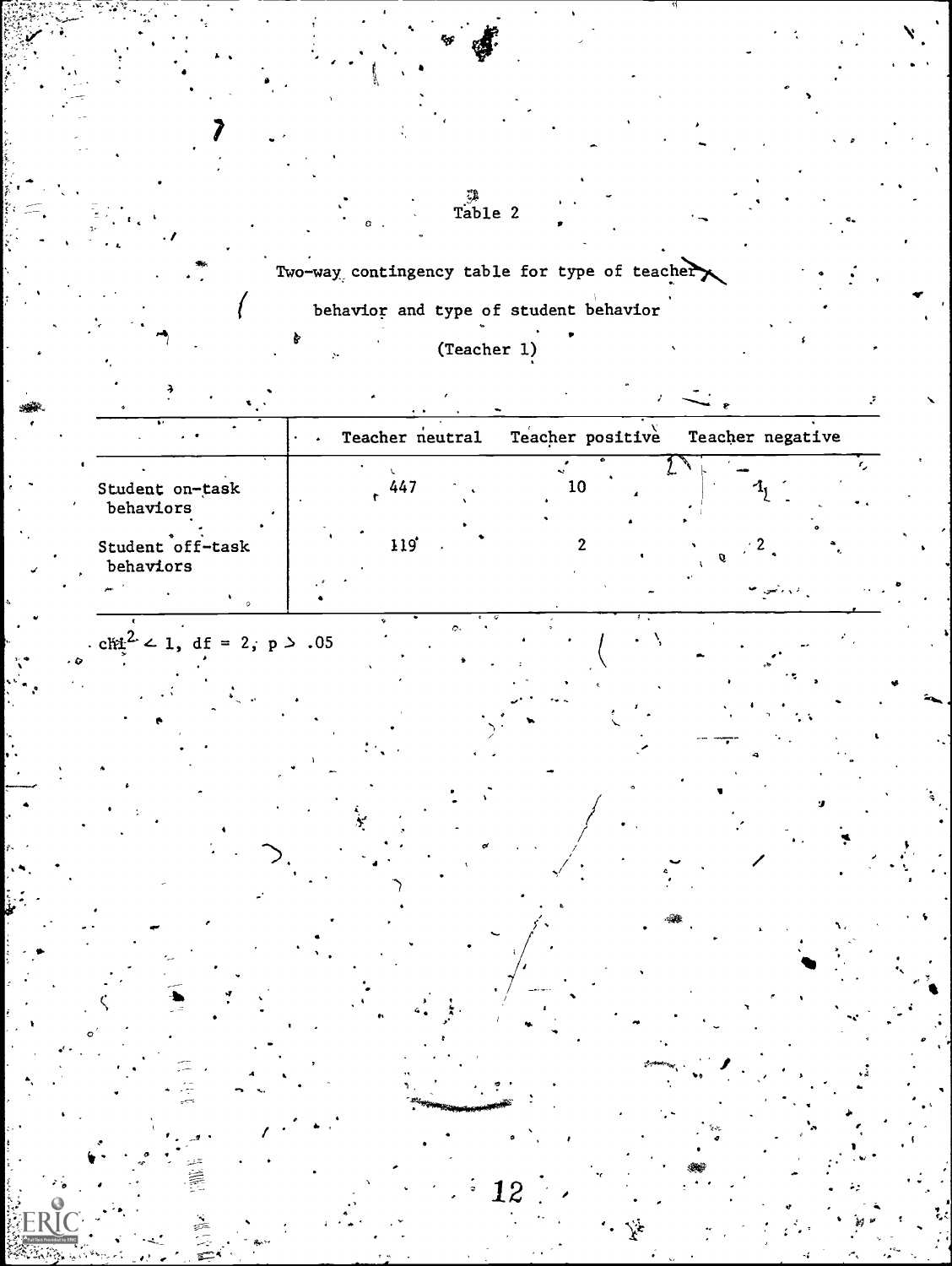Table 2

Two-way contingency table for type of teacher behavior and type of student behavior

(Teacher 1)

| | Teacher neutral | Teacher positive | Teacher negative |
|---|---|---|---|
| Student on-task behaviors | 447 | 10 | 1 |
| Student off-task behaviors | 119 | 2 | 2 |

$\chi^2 < 1$, $df = 2$, $p > .05$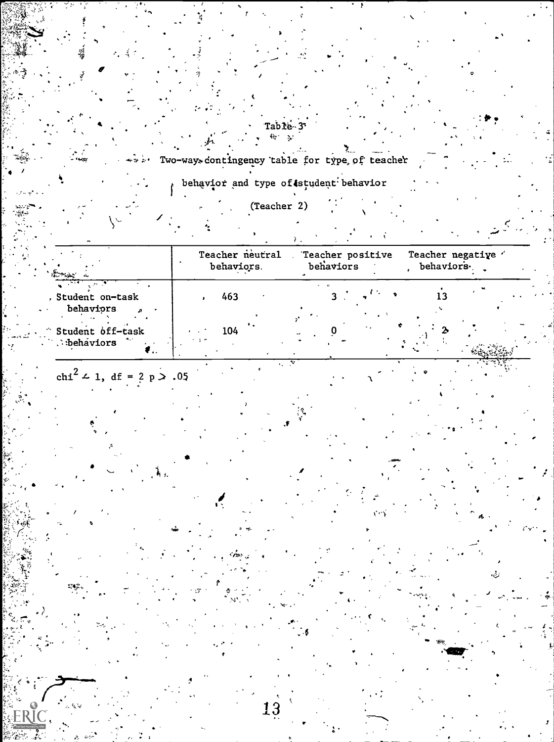Table 3

Two-way contingency table for type of teacher behavior and type of student behavior (Teacher 2)

| | Teacher neutral behaviors | Teacher positive behaviors | Teacher negative behaviors |
|---|---|---|---|
| Student on-task behaviors | 463 | 3 | 13 |
| Student off-task behaviors | 104 | 0 | 2 |

$chi^2 < 1$, $df = 2$ $p > .05$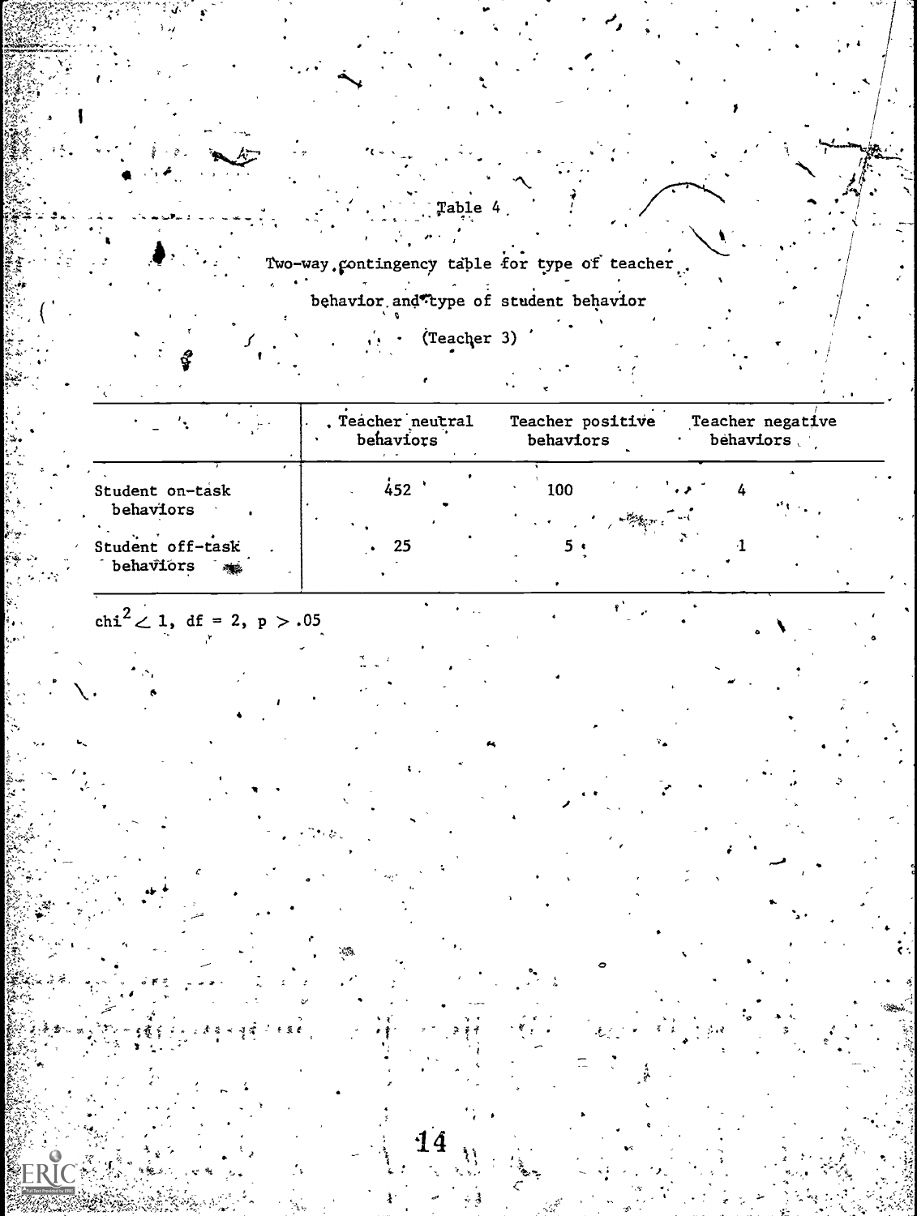Table 4

Two-way contingency table for type of teacher behavior and type of student behavior (Teacher 3)

| | Teacher neutral behaviors | Teacher positive behaviors | Teacher negative behaviors |
|---|---|---|---|
| Student on-task behaviors | 452 | 100 | 4 |
| Student off-task behaviors | 25 | 5 | 1 |

$chi^2 < 1$, $df = 2$, $p > .05$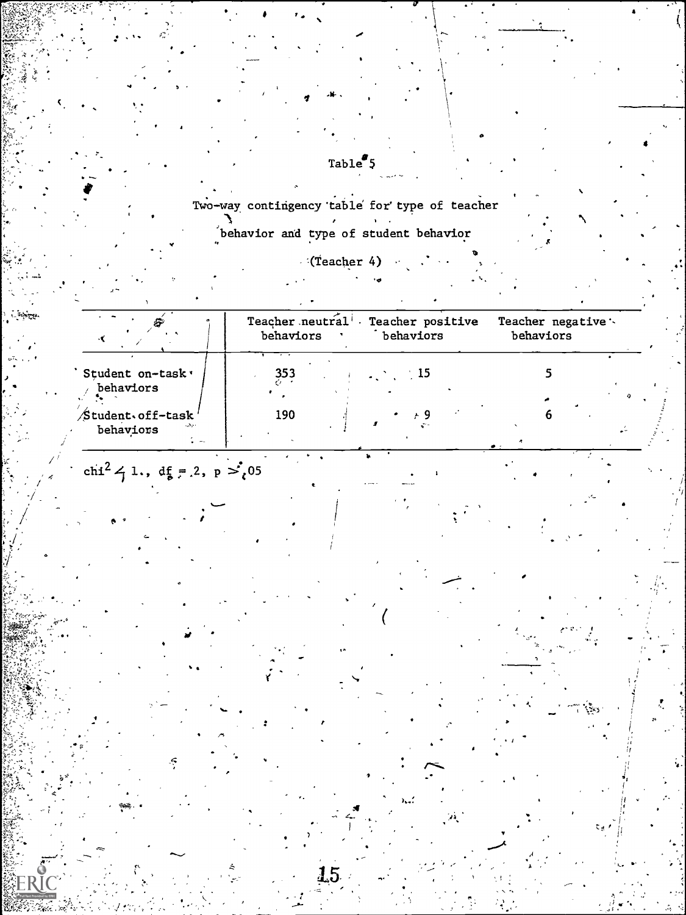Table 5

Two-way contingency table for type of teacher behavior and type of student behavior (Teacher 4)

| | Teacher neutral behaviors | Teacher positive behaviors | Teacher negative behaviors |
|---|---|---|---|
| Student on-task behaviors | 353 | 15 | 5 |
| Student off-task behaviors | 190 | 9 | 6 |

$chi^2 < 1.$, $df = 2$, $p > .05$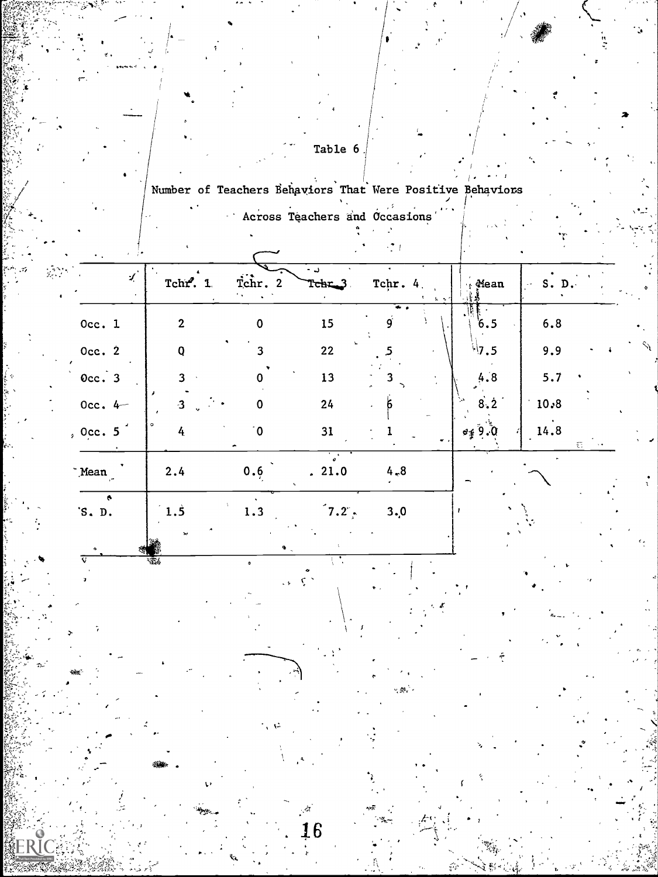Table 6

Number of Teachers Behaviors That Were Positive Behaviors Across Teachers and Occasions

| | Tchr. 1 | Tchr. 2 | Tchr. 3 | Tchr. 4 | Mean | S. D. |
|---|---|---|---|---|---|---|
| Occ. 1 | 2 | 0 | 15 | 9 | 6.5 | 6.8 |
| Occ. 2 | 0 | 3 | 22 | 5 | 7.5 | 9.9 |
| Occ. 3 | 3 | 0 | 13 | 3 | 4.8 | 5.7 |
| Occ. 4 | 3 | 0 | 24 | 6 | 8.2 | 10.8 |
| Occ. 5 | 4 | 0 | 31 | 1 | 9.0 | 14.8 |
| Mean | 2.4 | 0.6 | 21.0 | 4.8 | | |
| S. D. | 1.5 | 1.3 | 7.2 | 3.0 | | |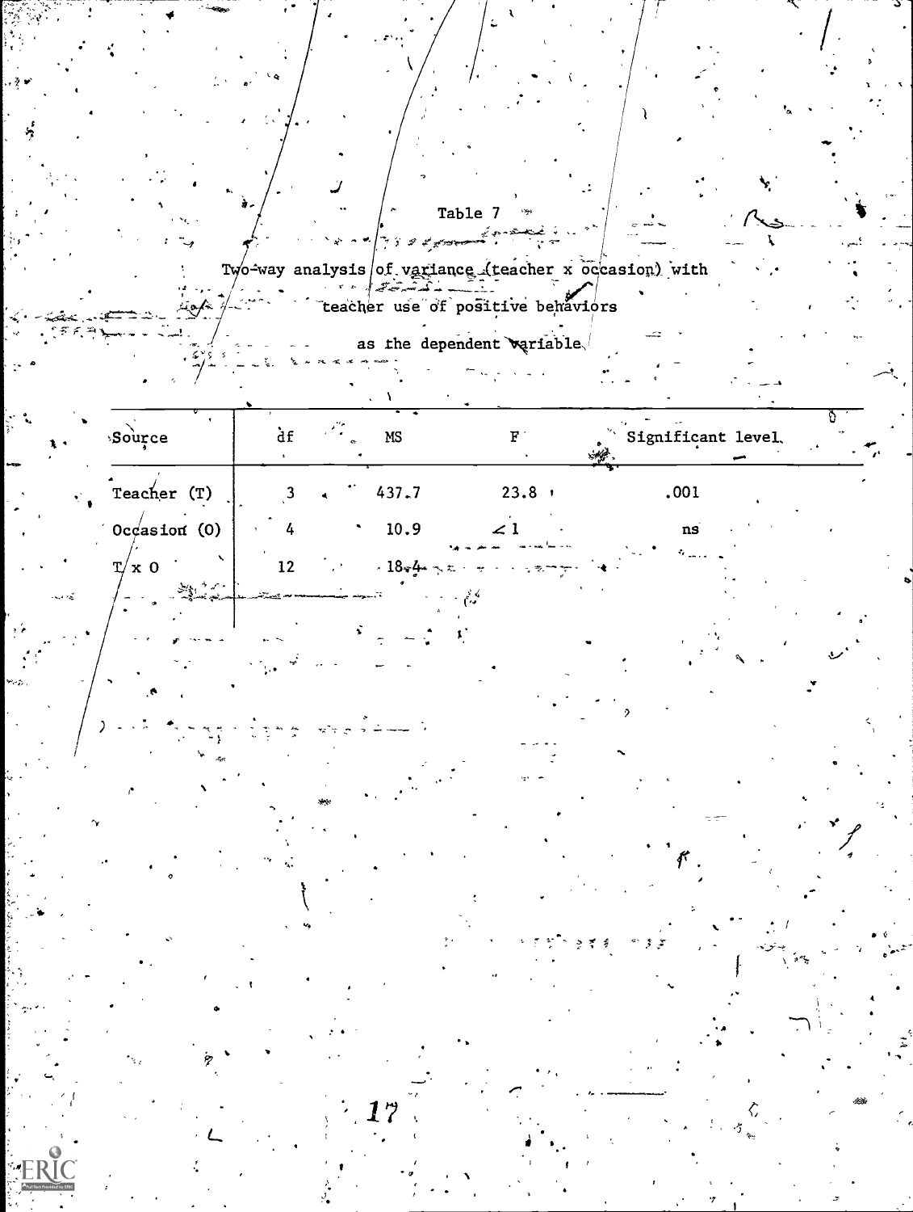Table 7

Two-way analysis of variance (teacher x occasion) with teacher use of positive behaviors as the dependent variable

| Source | df | MS | F | Significant level |
|---|---|---|---|---|
| Teacher (T) | 3 | 437.7 | 23.8 | .001 |
| Occasion (O) | 4 | 10.9 | $< 1$ | ns |
| T x O | 12 | 18.4 | | |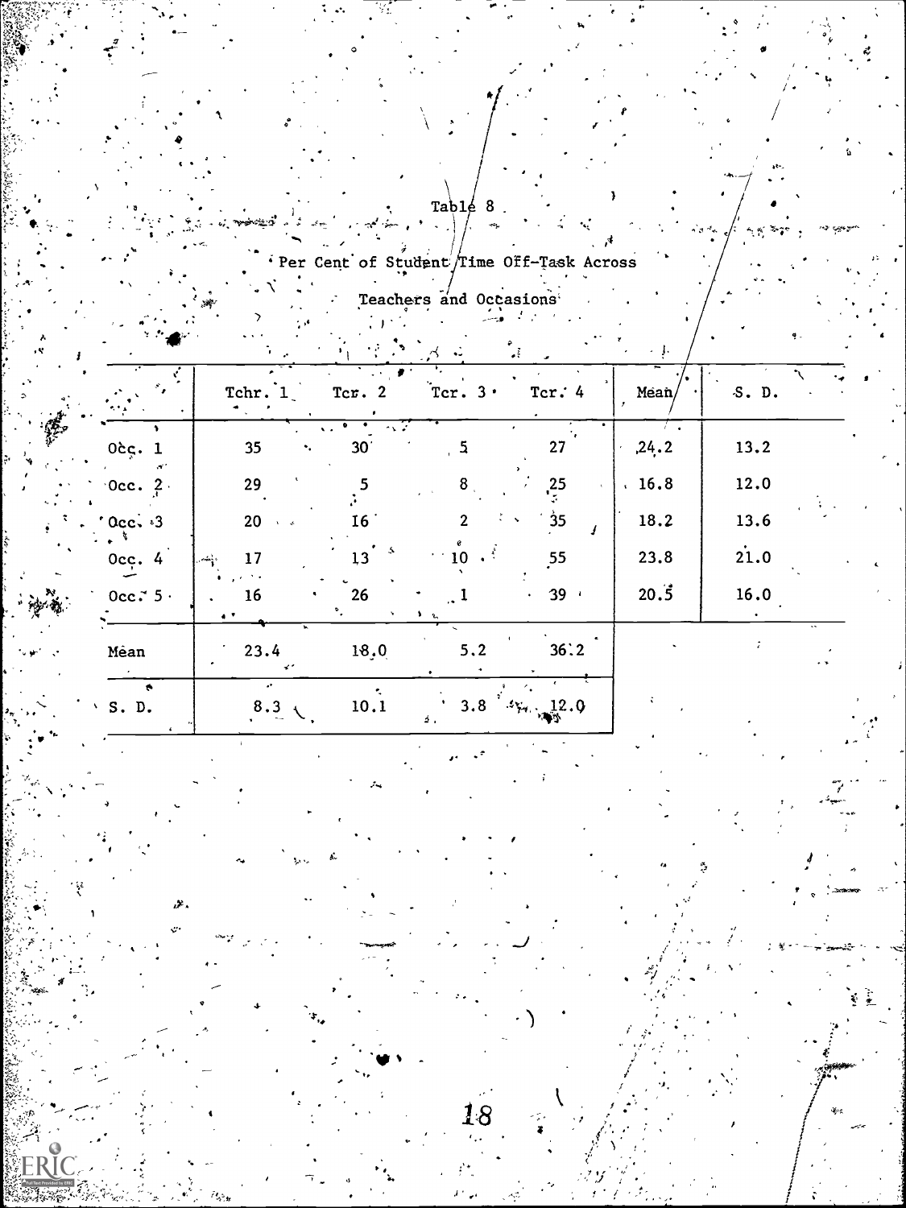Table 8

Per Cent of Student Time Off-Task Across Teachers and Occasions

| | Tchr. 1 | Tcr. 2 | Tcr. 3 | Tcr. 4 | Mean | S. D. |
|---|---|---|---|---|---|---|
| Occ. 1 | 35 | 30 | 5 | 27 | 24.2 | 13.2 |
| Occ. 2 | 29 | 5 | 8 | 25 | 16.8 | 12.0 |
| Occ. 3 | 20 | 16 | 2 | 35 | 18.2 | 13.6 |
| Occ. 4 | 17 | 13 | 10 | 55 | 23.8 | 21.0 |
| Occ. 5 | 16 | 26 | 1 | 39 | 20.5 | 16.0 |
| Mean | 23.4 | 18.0 | 5.2 | 36.2 | | |
| S. D. | 8.3 | 10.1 | 3.8 | 12.0 | | |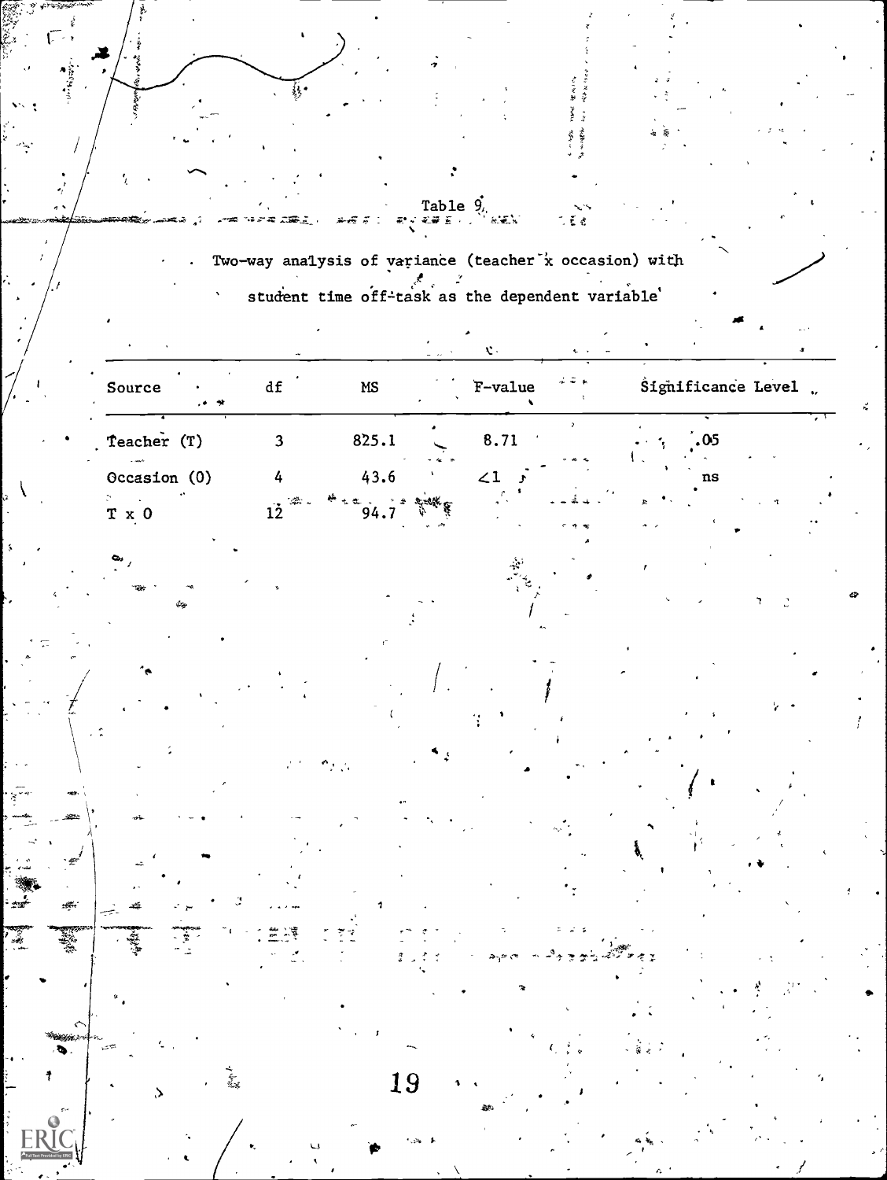Table 9

Two-way analysis of variance (teacher x occasion) with student time off-task as the dependent variable

| Source | df | MS | F-value | Significance Level |
|---|---|---|---|---|
| Teacher (T) | 3 | 825.1 | 8.71 | .05 |
| Occasion (O) | 4 | 43.6 | $<1$ | ns |
| T x O | 12 | 94.7 | | |